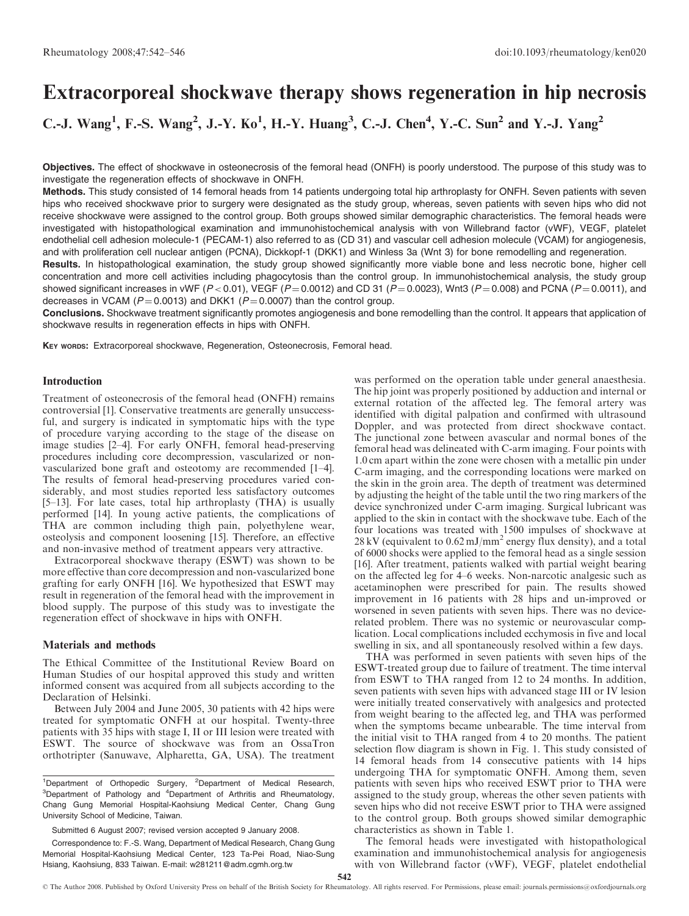# Extracorporeal shockwave therapy shows regeneration in hip necrosis

C.-J. Wang[1], F.-S. Wang[2], J.-Y. Ko[1], H.-Y. Huang[3], C.-J. Chen[4], Y.-C. Sun[2] and Y.-J. Yang[2]

**Objectives.** The effect of shockwave in osteonecrosis of the femoral head (ONFH) is poorly understood. The purpose of this study was to investigate the regeneration effects of shockwave in ONFH.

**Methods.** This study consisted of 14 femoral heads from 14 patients undergoing total hip arthroplasty for ONFH. Seven patients with seven hips who received shockwave prior to surgery were designated as the study group, whereas, seven patients with seven hips who did not receive shockwave were assigned to the control group. Both groups showed similar demographic characteristics. The femoral heads were investigated with histopathological examination and immunohistochemical analysis with von Willebrand factor (vWF), VEGF, platelet endothelial cell adhesion molecule-1 (PECAM-1) also referred to as (CD 31) and vascular cell adhesion molecule (VCAM) for angiogenesis, and with proliferation cell nuclear antigen (PCNA), Dickkopf-1 (DKK1) and Winless 3a (Wnt 3) for bone remodelling and regeneration.

**Results.** In histopathological examination, the study group showed significantly more viable bone and less necrotic bone, higher cell concentration and more cell activities including phagocytosis than the control group. In immunohistochemical analysis, the study group showed significant increases in vWF ($P < 0.01$), VEGF ($P = 0.0012$) and CD 31 ($P = 0.0023$), Wnt3 ($P = 0.008$) and PCNA ($P = 0.0011$), and decreases in VCAM ($P = 0.0013$) and DKK1 ($P = 0.0007$) than the control group.

**Conclusions.** Shockwave treatment significantly promotes angiogenesis and bone remodelling than the control. It appears that application of shockwave results in regeneration effects in hips with ONFH.

**Key words:** Extracorporeal shockwave, Regeneration, Osteonecrosis, Femoral head.

## Introduction

Treatment of osteonecrosis of the femoral head (ONFH) remains controversial [1]. Conservative treatments are generally unsuccessful, and surgery is indicated in symptomatic hips with the type of procedure varying according to the stage of the disease on image studies [2–4]. For early ONFH, femoral head-preserving procedures including core decompression, vascularized or non-vascularized bone graft and osteotomy are recommended [1–4]. The results of femoral head-preserving procedures varied considerably, and most studies reported less satisfactory outcomes [5–13]. For late cases, total hip arthroplasty (THA) is usually performed [14]. In young active patients, the complications of THA are common including thigh pain, polyethylene wear, osteolysis and component loosening [15]. Therefore, an effective and non-invasive method of treatment appears very attractive.

Extracorporeal shockwave therapy (ESWT) was shown to be more effective than core decompression and non-vascularized bone grafting for early ONFH [16]. We hypothesized that ESWT may result in regeneration of the femoral head with the improvement in blood supply. The purpose of this study was to investigate the regeneration effect of shockwave in hips with ONFH.

## Materials and methods

The Ethical Committee of the Institutional Review Board on Human Studies of our hospital approved this study and written informed consent was acquired from all subjects according to the Declaration of Helsinki.

Between July 2004 and June 2005, 30 patients with 42 hips were treated for symptomatic ONFH at our hospital. Twenty-three patients with 35 hips with stage I, II or III lesion were treated with ESWT. The source of shockwave was from an OssaTron orthotripter (Sanuwave, Alpharetta, GA, USA). The treatment was performed on the operation table under general anaesthesia. The hip joint was properly positioned by adduction and internal or external rotation of the affected leg. The femoral artery was identified with digital palpation and confirmed with ultrasound Doppler, and was protected from direct shockwave contact. The junctional zone between avascular and normal bones of the femoral head was delineated with C-arm imaging. Four points with 1.0 cm apart within the zone were chosen with a metallic pin under C-arm imaging, and the corresponding locations were marked on the skin in the groin area. The depth of treatment was determined by adjusting the height of the table until the two ring markers of the device synchronized under C-arm imaging. Surgical lubricant was applied to the skin in contact with the shockwave tube. Each of the four locations was treated with 1500 impulses of shockwave at 28 kV (equivalent to 0.62 $mJ/mm^2$ energy flux density), and a total of 6000 shocks were applied to the femoral head as a single session [16]. After treatment, patients walked with partial weight bearing on the affected leg for 4–6 weeks. Non-narcotic analgesic such as acetaminophen were prescribed for pain. The results showed improvement in 16 patients with 28 hips and un-improved or worsened in seven patients with seven hips. There was no device-related problem. There was no systemic or neurovascular complication. Local complications included ecchymosis in five and local swelling in six, and all spontaneously resolved within a few days.

THA was performed in seven patients with seven hips of the ESWT-treated group due to failure of treatment. The time interval from ESWT to THA ranged from 12 to 24 months. In addition, seven patients with seven hips with advanced stage III or IV lesion were initially treated conservatively with analgesics and protected from weight bearing to the affected leg, and THA was performed when the symptoms became unbearable. The time interval from the initial visit to THA ranged from 4 to 20 months. The patient selection flow diagram is shown in Fig. 1. This study consisted of 14 femoral heads from 14 consecutive patients with 14 hips undergoing THA for symptomatic ONFH. Among them, seven patients with seven hips who received ESWT prior to THA were assigned to the study group, whereas the other seven patients with seven hips who did not receive ESWT prior to THA were assigned to the control group. Both groups showed similar demographic characteristics as shown in Table 1.

The femoral heads were investigated with histopathological examination and immunohistochemical analysis for angiogenesis with von Willebrand factor (vWF), VEGF, platelet endothelial

[1]Department of Orthopedic Surgery, [2]Department of Medical Research, [3]Department of Pathology and [4]Department of Arthritis and Rheumatology, Chang Gung Memorial Hospital-Kaohsiung Medical Center, Chang Gung University School of Medicine, Taiwan.

Submitted 6 August 2007; revised version accepted 9 January 2008.

Correspondence to: F.-S. Wang, Department of Medical Research, Chang Gung Memorial Hospital-Kaohsiung Medical Center, 123 Ta-Pei Road, Niao-Sung Hsiang, Kaohsiung, 833 Taiwan. E-mail: w281211@adm.cgmh.org.tw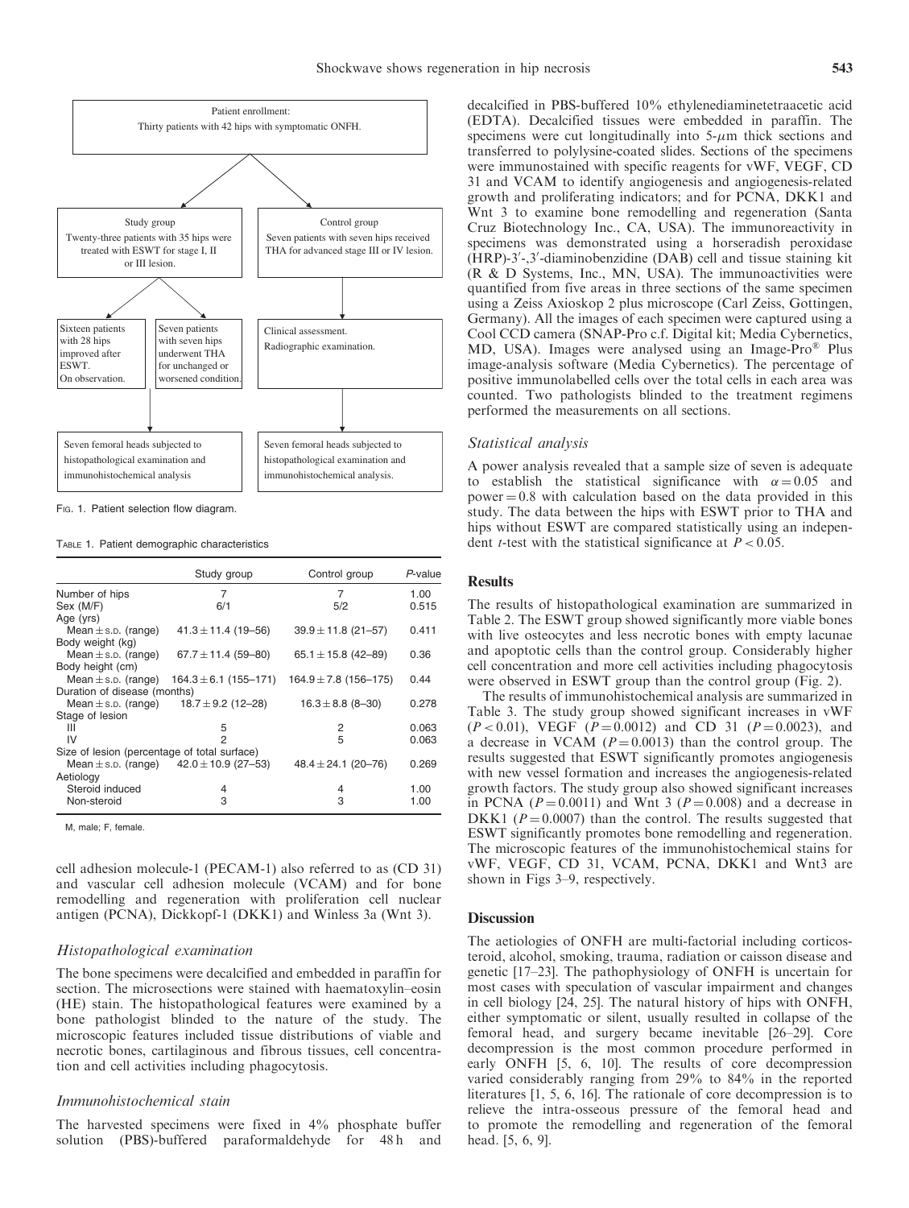Patient enrollment: Thirty patients with 42 hips with symptomatic ONFH.

Study group: Twenty-three patients with 35 hips were treated with ESWT for stage I, II or III lesion.

Control group: Seven patients with seven hips received THA for advanced stage III or IV lesion.

Sixteen patients with 28 hips improved after ESWT. On observation.

Seven patients with seven hips underwent THA for unchanged or worsened condition.

Clinical assessment. Radiographic examination.

Seven femoral heads subjected to histopathological examination and immunohistochemical analysis

Seven femoral heads subjected to histopathological examination and immunohistochemical analysis.

FIG. 1. Patient selection flow diagram.

TABLE 1. Patient demographic characteristics

| | Study group | Control group | P-value |
|---|---|---|---|
| Number of hips | 7 | 7 | 1.00 |
| Sex (M/F) | 6/1 | 5/2 | 0.515 |
| Age (yrs) | | | |
| Mean ± S.D. (range) | 41.3 ± 11.4 (19–56) | 39.9 ± 11.8 (21–57) | 0.411 |
| Body weight (kg) | | | |
| Mean ± S.D. (range) | 67.7 ± 11.4 (59–80) | 65.1 ± 15.8 (42–89) | 0.36 |
| Body height (cm) | | | |
| Mean ± S.D. (range) | 164.3 ± 6.1 (155–171) | 164.9 ± 7.8 (156–175) | 0.44 |
| Duration of disease (months) | | | |
| Mean ± S.D. (range) | 18.7 ± 9.2 (12–28) | 16.3 ± 8.8 (8–30) | 0.278 |
| Stage of lesion | | | |
| III | 5 | 2 | 0.063 |
| IV | 2 | 5 | 0.063 |
| Size of lesion (percentage of total surface) | | | |
| Mean ± S.D. (range) | 42.0 ± 10.9 (27–53) | 48.4 ± 24.1 (20–76) | 0.269 |
| Aetiology | | | |
| Steroid induced | 4 | 4 | 1.00 |
| Non-steroid | 3 | 3 | 1.00 |

M, male; F, female.

cell adhesion molecule-1 (PECAM-1) also referred to as (CD 31) and vascular cell adhesion molecule (VCAM) and for bone remodelling and regeneration with proliferation cell nuclear antigen (PCNA), Dickkopf-1 (DKK1) and Winless 3a (Wnt 3).

### *Histopathological examination*

The bone specimens were decalcified and embedded in paraffin for section. The microsections were stained with haematoxylin–eosin (HE) stain. The histopathological features were examined by a bone pathologist blinded to the nature of the study. The microscopic features included tissue distributions of viable and necrotic bones, cartilaginous and fibrous tissues, cell concentration and cell activities including phagocytosis.

### *Immunohistochemical stain*

The harvested specimens were fixed in 4% phosphate buffer solution (PBS)-buffered paraformaldehyde for 48 h and decalcified in PBS-buffered 10% ethylenediaminetetraacetic acid (EDTA). Decalcified tissues were embedded in paraffin. The specimens were cut longitudinally into 5-$\mu$m thick sections and transferred to polylysine-coated slides. Sections of the specimens were immunostained with specific reagents for vWF, VEGF, CD 31 and VCAM to identify angiogenesis and angiogenesis-related growth and proliferating indicators; and for PCNA, DKK1 and Wnt 3 to examine bone remodelling and regeneration (Santa Cruz Biotechnology Inc., CA, USA). The immunoreactivity in specimens was demonstrated using a horseradish peroxidase (HRP)-3′-,3′-diaminobenzidine (DAB) cell and tissue staining kit (R & D Systems, Inc., MN, USA). The immunoactivities were quantified from five areas in three sections of the same specimen using a Zeiss Axioskop 2 plus microscope (Carl Zeiss, Gottingen, Germany). All the images of each specimen were captured using a Cool CCD camera (SNAP-Pro c.f. Digital kit; Media Cybernetics, MD, USA). Images were analysed using an Image-Pro® Plus image-analysis software (Media Cybernetics). The percentage of positive immunolabelled cells over the total cells in each area was counted. Two pathologists blinded to the treatment regimens performed the measurements on all sections.

### *Statistical analysis*

A power analysis revealed that a sample size of seven is adequate to establish the statistical significance with $\alpha = 0.05$ and power $= 0.8$ with calculation based on the data provided in this study. The data between the hips with ESWT prior to THA and hips without ESWT are compared statistically using an independent *t*-test with the statistical significance at $P < 0.05$.

## Results

The results of histopathological examination are summarized in Table 2. The ESWT group showed significantly more viable bones with live osteocytes and less necrotic bones with empty lacunae and apoptotic cells than the control group. Considerably higher cell concentration and more cell activities including phagocytosis were observed in ESWT group than the control group (Fig. 2).

The results of immunohistochemical analysis are summarized in Table 3. The study group showed significant increases in vWF ($P < 0.01$), VEGF ($P = 0.0012$) and CD 31 ($P = 0.0023$), and a decrease in VCAM ($P = 0.0013$) than the control group. The results suggested that ESWT significantly promotes angiogenesis with new vessel formation and increases the angiogenesis-related growth factors. The study group also showed significant increases in PCNA ($P = 0.0011$) and Wnt 3 ($P = 0.008$) and a decrease in DKK1 ($P = 0.0007$) than the control. The results suggested that ESWT significantly promotes bone remodelling and regeneration. The microscopic features of the immunohistochemical stains for vWF, VEGF, CD 31, VCAM, PCNA, DKK1 and Wnt3 are shown in Figs 3–9, respectively.

## Discussion

The aetiologies of ONFH are multi-factorial including corticosteroid, alcohol, smoking, trauma, radiation or caisson disease and genetic [17–23]. The pathophysiology of ONFH is uncertain for most cases with speculation of vascular impairment and changes in cell biology [24, 25]. The natural history of hips with ONFH, either symptomatic or silent, usually resulted in collapse of the femoral head, and surgery became inevitable [26–29]. Core decompression is the most common procedure performed in early ONFH [5, 6, 10]. The results of core decompression varied considerably ranging from 29% to 84% in the reported literatures [1, 5, 6, 16]. The rationale of core decompression is to relieve the intra-osseous pressure of the femoral head and to promote the remodelling and regeneration of the femoral head. [5, 6, 9].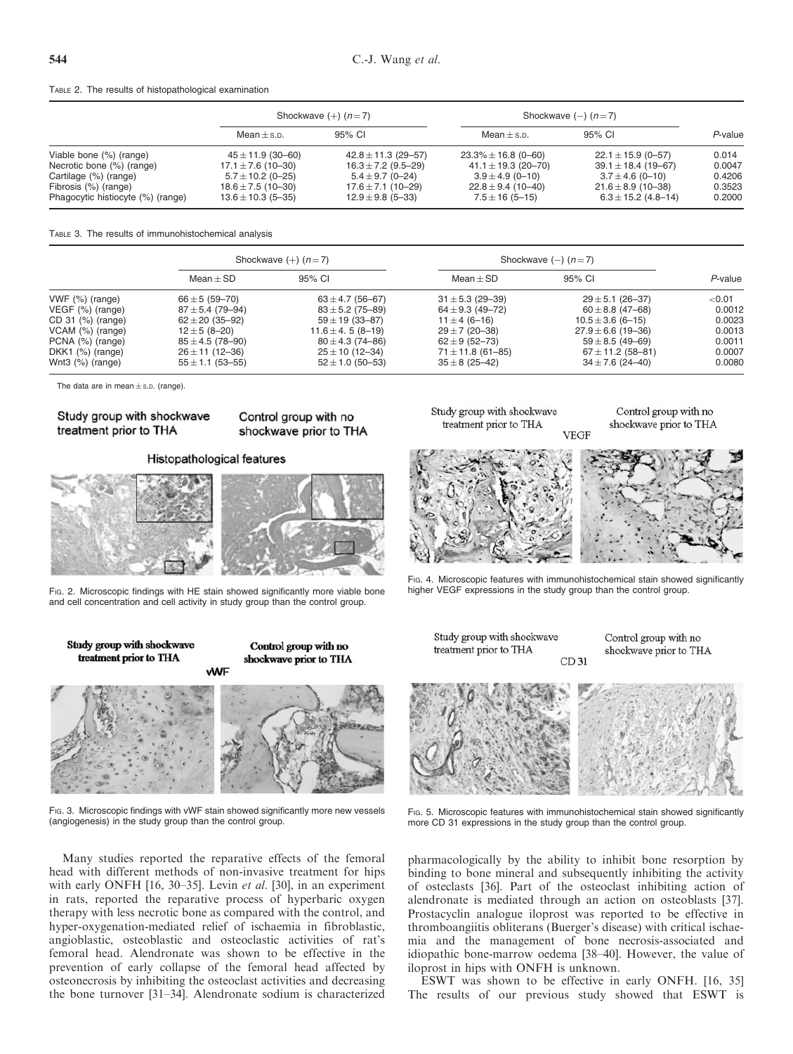TABLE 2. The results of histopathological examination

| | Shockwave (+) ($n=7$) | | Shockwave (−) ($n=7$) | | |
|---|---|---|---|---|---|
| | Mean ± S.D. | 95% CI | Mean ± S.D. | 95% CI | $P$-value |
| Viable bone (%) (range) | 45 ± 11.9 (30–60) | 42.8 ± 11.3 (29–57) | 23.3% ± 16.8 (0–60) | 22.1 ± 15.9 (0–57) | 0.014 |
| Necrotic bone (%) (range) | 17.1 ± 7.6 (10–30) | 16.3 ± 7.2 (9.5–29) | 41.1 ± 19.3 (20–70) | 39.1 ± 18.4 (19–67) | 0.0047 |
| Cartilage (%) (range) | 5.7 ± 10.2 (0–25) | 5.4 ± 9.7 (0–24) | 3.9 ± 4.9 (0–10) | 3.7 ± 4.6 (0–10) | 0.4206 |
| Fibrosis (%) (range) | 18.6 ± 7.5 (10–30) | 17.6 ± 7.1 (10–29) | 22.8 ± 9.4 (10–40) | 21.6 ± 8.9 (10–38) | 0.3523 |
| Phagocytic histiocyte (%) (range) | 13.6 ± 10.3 (5–35) | 12.9 ± 9.8 (5–33) | 7.5 ± 16 (5–15) | 6.3 ± 15.2 (4.8–14) | 0.2000 |

TABLE 3. The results of immunohistochemical analysis

| | Shockwave (+) ($n=7$) | | Shockwave (−) ($n=7$) | | |
|---|---|---|---|---|---|
| | Mean ± SD | 95% CI | Mean ± SD | 95% CI | $P$-value |
| VWF (%) (range) | 66 ± 5 (59–70) | 63 ± 4.7 (56–67) | 31 ± 5.3 (29–39) | 29 ± 5.1 (26–37) | <0.01 |
| VEGF (%) (range) | 87 ± 5.4 (79–94) | 83 ± 5.2 (75–89) | 64 ± 9.3 (49–72) | 60 ± 8.8 (47–68) | 0.0012 |
| CD 31 (%) (range) | 62 ± 20 (35–92) | 59 ± 19 (33–87) | 11 ± 4 (6–16) | 10.5 ± 3.6 (6–15) | 0.0023 |
| VCAM (%) (range) | 12 ± 5 (8–20) | 11.6 ± 4. 5 (8–19) | 29 ± 7 (20–38) | 27.9 ± 6.6 (19–36) | 0.0013 |
| PCNA (%) (range) | 85 ± 4.5 (78–90) | 80 ± 4.3 (74–86) | 62 ± 9 (52–73) | 59 ± 8.5 (49–69) | 0.0011 |
| DKK1 (%) (range) | 26 ± 11 (12–36) | 25 ± 10 (12–34) | 71 ± 11.8 (61–85) | 67 ± 11.2 (58–81) | 0.0007 |
| Wnt3 (%) (range) | 55 ± 1.1 (53–55) | 52 ± 1.0 (50–53) | 35 ± 8 (25–42) | 34 ± 7.6 (24–40) | 0.0080 |

The data are in mean ± S.D. (range).

FIG. 2. Microscopic findings with HE stain showed significantly more viable bone and cell concentration and cell activity in study group than the control group.

FIG. 3. Microscopic findings with vWF stain showed significantly more new vessels (angiogenesis) in the study group than the control group.

FIG. 4. Microscopic features with immunohistochemical stain showed significantly higher VEGF expressions in the study group than the control group.

FIG. 5. Microscopic features with immunohistochemical stain showed significantly more CD 31 expressions in the study group than the control group.

Many studies reported the reparative effects of the femoral head with different methods of non-invasive treatment for hips with early ONFH [16, 30–35]. Levin *et al*. [30], in an experiment in rats, reported the reparative process of hyperbaric oxygen therapy with less necrotic bone as compared with the control, and hyper-oxygenation-mediated relief of ischaemia in fibroblastic, angioblastic, osteoblastic and osteoclastic activities of rat's femoral head. Alendronate was shown to be effective in the prevention of early collapse of the femoral head affected by osteonecrosis by inhibiting the osteoclast activities and decreasing the bone turnover [31–34]. Alendronate sodium is characterized pharmacologically by the ability to inhibit bone resorption by binding to bone mineral and subsequently inhibiting the activity of osteoclasts [36]. Part of the osteoclast inhibiting action of alendronate is mediated through an action on osteoblasts [37]. Prostacyclin analogue iloprost was reported to be effective in thromboangiitis obliterans (Buerger's disease) with critical ischaemia and the management of bone necrosis-associated and idiopathic bone-marrow oedema [38–40]. However, the value of iloprost in hips with ONFH is unknown.

ESWT was shown to be effective in early ONFH. [16, 35] The results of our previous study showed that ESWT is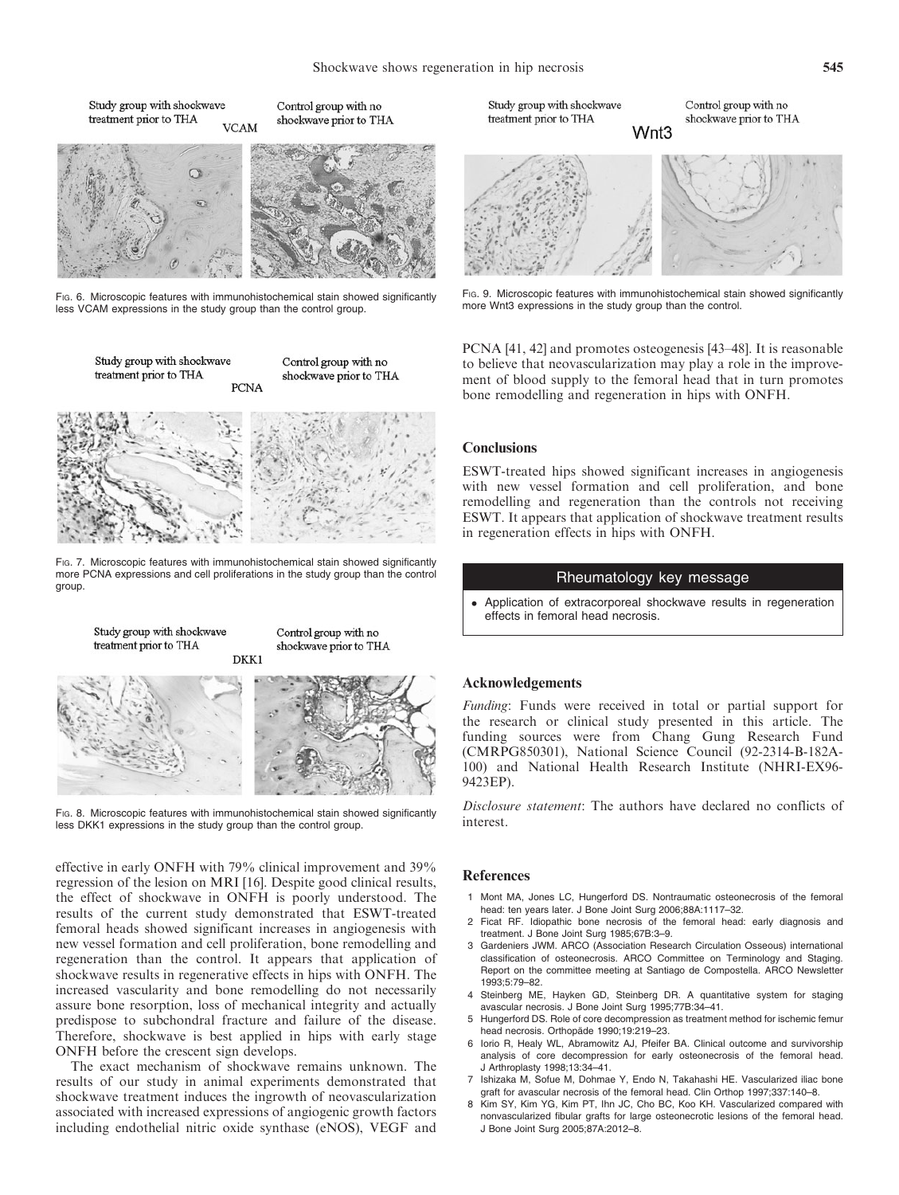Study group with shockwave treatment prior to THA | Control group with no shockwave prior to THA | VCAM

Fig. 6. Microscopic features with immunohistochemical stain showed significantly less VCAM expressions in the study group than the control group.

Study group with shockwave treatment prior to THA | Control group with no shockwave prior to THA | PCNA

Fig. 7. Microscopic features with immunohistochemical stain showed significantly more PCNA expressions and cell proliferations in the study group than the control group.

Study group with shockwave treatment prior to THA | Control group with no shockwave prior to THA | DKK1

Fig. 8. Microscopic features with immunohistochemical stain showed significantly less DKK1 expressions in the study group than the control group.

effective in early ONFH with 79% clinical improvement and 39% regression of the lesion on MRI [16]. Despite good clinical results, the effect of shockwave in ONFH is poorly understood. The results of the current study demonstrated that ESWT-treated femoral heads showed significant increases in angiogenesis with new vessel formation and cell proliferation, bone remodelling and regeneration than the control. It appears that application of shockwave results in regenerative effects in hips with ONFH. The increased vascularity and bone remodelling do not necessarily assure bone resorption, loss of mechanical integrity and actually predispose to subchondral fracture and failure of the disease. Therefore, shockwave is best applied in hips with early stage ONFH before the crescent sign develops.

The exact mechanism of shockwave remains unknown. The results of our study in animal experiments demonstrated that shockwave treatment induces the ingrowth of neovascularization associated with increased expressions of angiogenic growth factors including endothelial nitric oxide synthase (eNOS), VEGF and PCNA [41, 42] and promotes osteogenesis [43–48]. It is reasonable to believe that neovascularization may play a role in the improvement of blood supply to the femoral head that in turn promotes bone remodelling and regeneration in hips with ONFH.

Study group with shockwave treatment prior to THA | Control group with no shockwave prior to THA | Wnt3

Fig. 9. Microscopic features with immunohistochemical stain showed significantly more Wnt3 expressions in the study group than the control.

## Conclusions

ESWT-treated hips showed significant increases in angiogenesis with new vessel formation and cell proliferation, and bone remodelling and regeneration than the controls not receiving ESWT. It appears that application of shockwave treatment results in regeneration effects in hips with ONFH.

### Rheumatology key message

- Application of extracorporeal shockwave results in regeneration effects in femoral head necrosis.

## Acknowledgements

*Funding*: Funds were received in total or partial support for the research or clinical study presented in this article. The funding sources were from Chang Gung Research Fund (CMRPG850301), National Science Council (92-2314-B-182A-100) and National Health Research Institute (NHRI-EX96-9423EP).

*Disclosure statement*: The authors have declared no conflicts of interest.

## References

1 Mont MA, Jones LC, Hungerford DS. Nontraumatic osteonecrosis of the femoral head: ten years later. J Bone Joint Surg 2006;88A:1117–32.

2 Ficat RF. Idiopathic bone necrosis of the femoral head: early diagnosis and treatment. J Bone Joint Surg 1985;67B:3–9.

3 Gardeniers JWM. ARCO (Association Research Circulation Osseous) international classification of osteonecrosis. ARCO Committee on Terminology and Staging. Report on the committee meeting at Santiago de Compostella. ARCO Newsletter 1993;5:79–82.

4 Steinberg ME, Hayken GD, Steinberg DR. A quantitative system for staging avascular necrosis. J Bone Joint Surg 1995;77B:34–41.

5 Hungerford DS. Role of core decompression as treatment method for ischemic femur head necrosis. Orthopäde 1990;19:219–23.

6 Iorio R, Healy WL, Abramowitz AJ, Pfeifer BA. Clinical outcome and survivorship analysis of core decompression for early osteonecrosis of the femoral head. J Arthroplasty 1998;13:34–41.

7 Ishizaka M, Sofue M, Dohmae Y, Endo N, Takahashi HE. Vascularized iliac bone graft for avascular necrosis of the femoral head. Clin Orthop 1997;337:140–8.

8 Kim SY, Kim YG, Kim PT, Ihn JC, Cho BC, Koo KH. Vascularized compared with nonvascularized fibular grafts for large osteonecrotic lesions of the femoral head. J Bone Joint Surg 2005;87A:2012–8.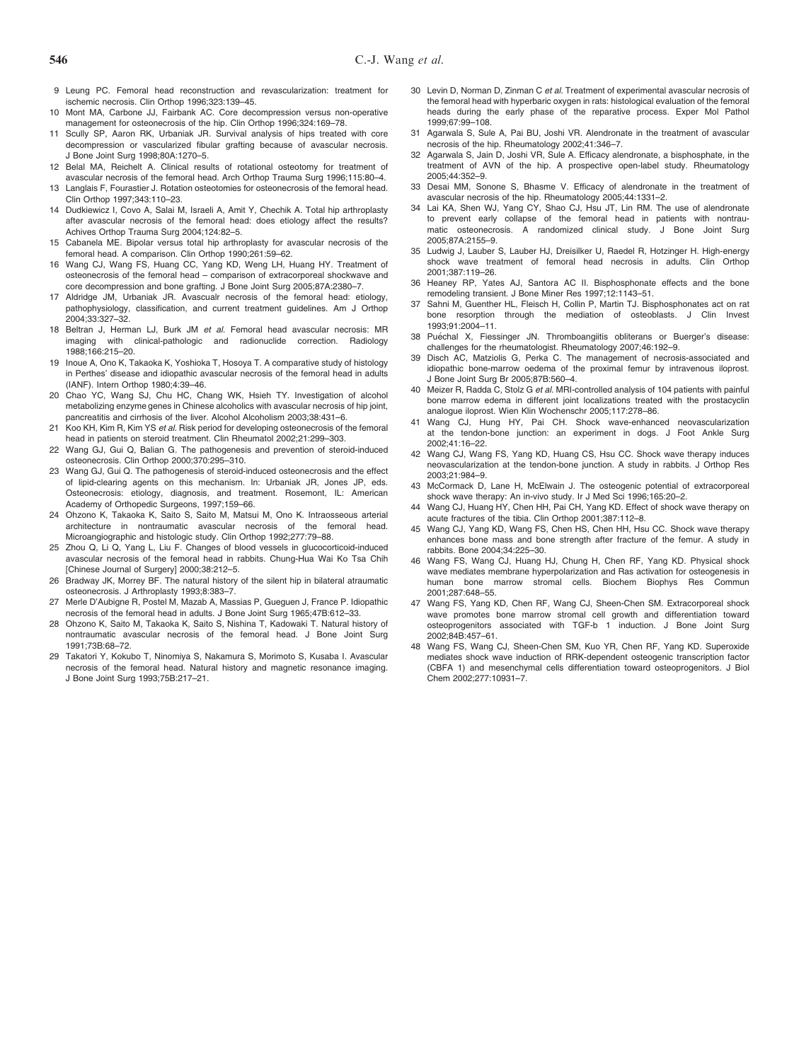9 Leung PC. Femoral head reconstruction and revascularization: treatment for ischemic necrosis. Clin Orthop 1996;323:139–45.

10 Mont MA, Carbone JJ, Fairbank AC. Core decompression versus non-operative management for osteonecrosis of the hip. Clin Orthop 1996;324:169–78.

11 Scully SP, Aaron RK, Urbaniak JR. Survival analysis of hips treated with core decompression or vascularized fibular grafting because of avascular necrosis. J Bone Joint Surg 1998;80A:1270–5.

12 Belal MA, Reichelt A. Clinical results of rotational osteotomy for treatment of avascular necrosis of the femoral head. Arch Orthop Trauma Surg 1996;115:80–4.

13 Langlais F, Fourastier J. Rotation osteotomies for osteonecrosis of the femoral head. Clin Orthop 1997;343:110–23.

14 Dudkiewicz I, Covo A, Salai M, Israeli A, Amit Y, Chechik A. Total hip arthroplasty after avascular necrosis of the femoral head: does etiology affect the results? Achives Orthop Trauma Surg 2004;124:82–5.

15 Cabanela ME. Bipolar versus total hip arthroplasty for avascular necrosis of the femoral head. A comparison. Clin Orthop 1990;261:59–62.

16 Wang CJ, Wang FS, Huang CC, Yang KD, Weng LH, Huang HY. Treatment of osteonecrosis of the femoral head – comparison of extracorporeal shockwave and core decompression and bone grafting. J Bone Joint Surg 2005;87A:2380–7.

17 Aldridge JM, Urbaniak JR. Avascualr necrosis of the femoral head: etiology, pathophysiology, classification, and current treatment guidelines. Am J Orthop 2004;33:327–32.

18 Beltran J, Herman LJ, Burk JM *et al.* Femoral head avascular necrosis: MR imaging with clinical-pathologic and radionuclide correction. Radiology 1988;166:215–20.

19 Inoue A, Ono K, Takaoka K, Yoshioka T, Hosoya T. A comparative study of histology in Perthes' disease and idiopathic avascular necrosis of the femoral head in adults (IANF). Intern Orthop 1980;4:39–46.

20 Chao YC, Wang SJ, Chu HC, Chang WK, Hsieh TY. Investigation of alcohol metabolizing enzyme genes in Chinese alcoholics with avascular necrosis of hip joint, pancreatitis and cirrhosis of the liver. Alcohol Alcoholism 2003;38:431–6.

21 Koo KH, Kim R, Kim YS *et al.* Risk period for developing osteonecrosis of the femoral head in patients on steroid treatment. Clin Rheumatol 2002;21:299–303.

22 Wang GJ, Gui Q, Balian G. The pathogenesis and prevention of steroid-induced osteonecrosis. Clin Orthop 2000;370:295–310.

23 Wang GJ, Gui Q. The pathogenesis of steroid-induced osteonecrosis and the effect of lipid-clearing agents on this mechanism. In: Urbaniak JR, Jones JP, eds. Osteonecrosis: etiology, diagnosis, and treatment. Rosemont, IL: American Academy of Orthopedic Surgeons, 1997;159–66.

24 Ohzono K, Takaoka K, Saito S, Saito M, Matsui M, Ono K. Intraosseous arterial architecture in nontraumatic avascular necrosis of the femoral head. Microangiographic and histologic study. Clin Orthop 1992;277:79–88.

25 Zhou Q, Li Q, Yang L, Liu F. Changes of blood vessels in glucocorticoid-induced avascular necrosis of the femoral head in rabbits. Chung-Hua Wai Ko Tsa Chih [Chinese Journal of Surgery] 2000;38:212–5.

26 Bradway JK, Morrey BF. The natural history of the silent hip in bilateral atraumatic osteonecrosis. J Arthroplasty 1993;8:383–7.

27 Merle D'Aubigne R, Postel M, Mazab A, Massias P, Gueguen J, France P. Idiopathic necrosis of the femoral head in adults. J Bone Joint Surg 1965;47B:612–33.

28 Ohzono K, Saito M, Takaoka K, Saito S, Nishina T, Kadowaki T. Natural history of nontraumatic avascular necrosis of the femoral head. J Bone Joint Surg 1991;73B:68–72.

29 Takatori Y, Kokubo T, Ninomiya S, Nakamura S, Morimoto S, Kusaba I. Avascular necrosis of the femoral head. Natural history and magnetic resonance imaging. J Bone Joint Surg 1993;75B:217–21.

30 Levin D, Norman D, Zinman C *et al.* Treatment of experimental avascular necrosis of the femoral head with hyperbaric oxygen in rats: histological evaluation of the femoral heads during the early phase of the reparative process. Exper Mol Pathol 1999;67:99–108.

31 Agarwala S, Sule A, Pai BU, Joshi VR. Alendronate in the treatment of avascular necrosis of the hip. Rheumatology 2002;41:346–7.

32 Agarwala S, Jain D, Joshi VR, Sule A. Efficacy alendronate, a bisphosphate, in the treatment of AVN of the hip. A prospective open-label study. Rheumatology 2005;44:352–9.

33 Desai MM, Sonone S, Bhasme V. Efficacy of alendronate in the treatment of avascular necrosis of the hip. Rheumatology 2005;44:1331–2.

34 Lai KA, Shen WJ, Yang CY, Shao CJ, Hsu JT, Lin RM. The use of alendronate to prevent early collapse of the femoral head in patients with nontraumatic osteonecrosis. A randomized clinical study. J Bone Joint Surg 2005;87A:2155–9.

35 Ludwig J, Lauber S, Lauber HJ, Dreisilker U, Raedel R, Hotzinger H. High-energy shock wave treatment of femoral head necrosis in adults. Clin Orthop 2001;387:119–26.

36 Heaney RP, Yates AJ, Santora AC II. Bisphosphonate effects and the bone remodeling transient. J Bone Miner Res 1997;12:1143–51.

37 Sahni M, Guenther HL, Fleisch H, Collin P, Martin TJ. Bisphosphonates act on rat bone resorption through the mediation of osteoblasts. J Clin Invest 1993;91:2004–11.

38 Puéchal X, Fiessinger JN. Thromboangiitis obliterans or Buerger's disease: challenges for the rheumatologist. Rheumatology 2007;46:192–9.

39 Disch AC, Matziolis G, Perka C. The management of necrosis-associated and idiopathic bone-marrow oedema of the proximal femur by intravenous iloprost. J Bone Joint Surg Br 2005;87B:560–4.

40 Meizer R, Radda C, Stolz G *et al.* MRI-controlled analysis of 104 patients with painful bone marrow edema in different joint localizations treated with the prostacyclin analogue iloprost. Wien Klin Wochenschr 2005;117:278–86.

41 Wang CJ, Hung HY, Pai CH. Shock wave-enhanced neovascularization at the tendon-bone junction: an experiment in dogs. J Foot Ankle Surg 2002;41:16–22.

42 Wang CJ, Wang FS, Yang KD, Huang CS, Hsu CC. Shock wave therapy induces neovascularization at the tendon-bone junction. A study in rabbits. J Orthop Res 2003;21:984–9.

43 McCormack D, Lane H, McElwain J. The osteogenic potential of extracorporeal shock wave therapy: An in-vivo study. Ir J Med Sci 1996;165:20–2.

44 Wang CJ, Huang HY, Chen HH, Pai CH, Yang KD. Effect of shock wave therapy on acute fractures of the tibia. Clin Orthop 2001;387:112–8.

45 Wang CJ, Yang KD, Wang FS, Chen HS, Chen HH, Hsu CC. Shock wave therapy enhances bone mass and bone strength after fracture of the femur. A study in rabbits. Bone 2004;34:225–30.

46 Wang FS, Wang CJ, Huang HJ, Chung H, Chen RF, Yang KD. Physical shock wave mediates membrane hyperpolarization and Ras activation for osteogenesis in human bone marrow stromal cells. Biochem Biophys Res Commun 2001;287:648–55.

47 Wang FS, Yang KD, Chen RF, Wang CJ, Sheen-Chen SM. Extracorporeal shock wave promotes bone marrow stromal cell growth and differentiation toward osteoprogenitors associated with TGF-b 1 induction. J Bone Joint Surg 2002;84B:457–61.

48 Wang FS, Wang CJ, Sheen-Chen SM, Kuo YR, Chen RF, Yang KD. Superoxide mediates shock wave induction of RRK-dependent osteogenic transcription factor (CBFA 1) and mesenchymal cells differentiation toward osteoprogenitors. J Biol Chem 2002;277:10931–7.